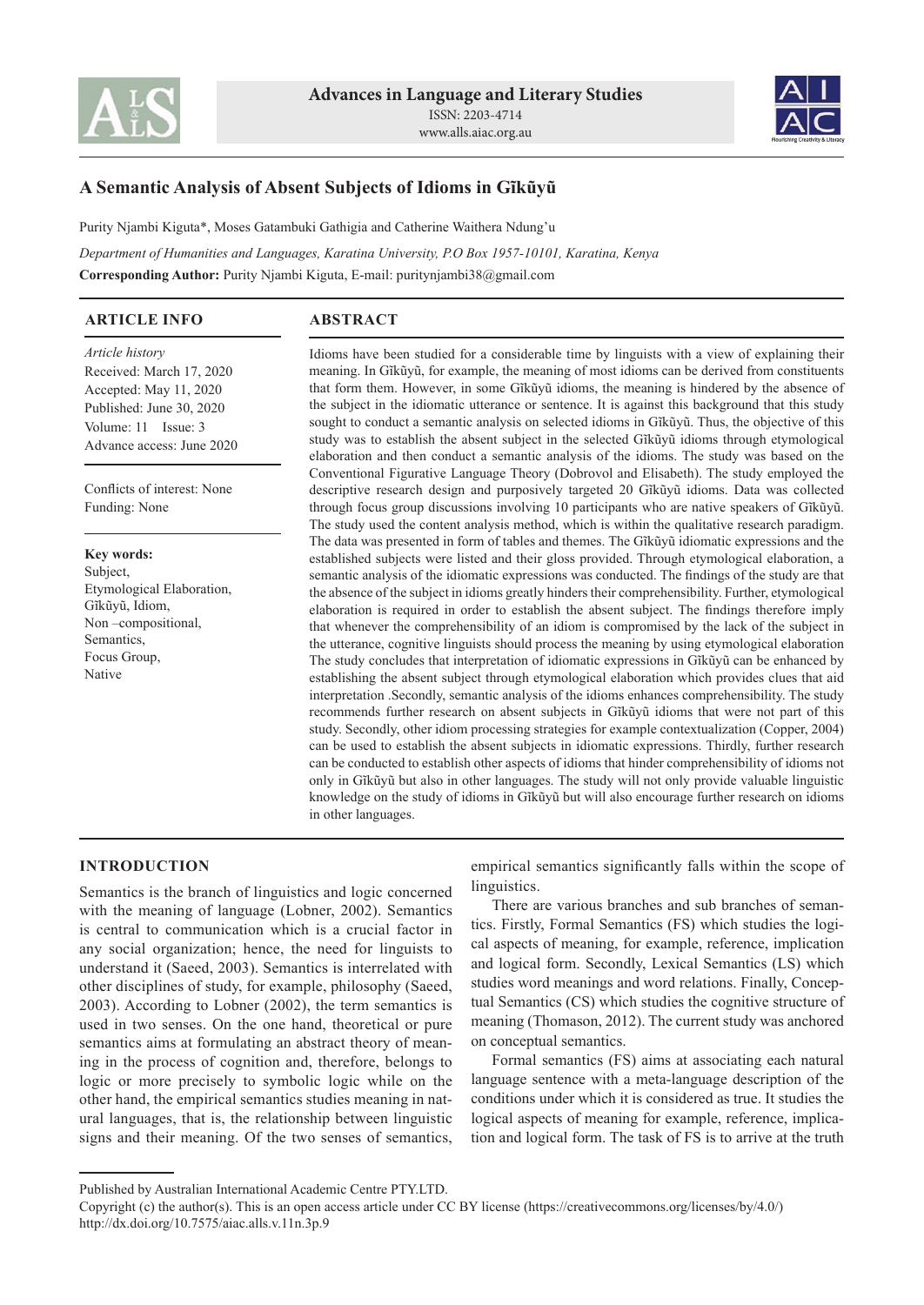# A Semantic Analysis of Absent Subjects of Idioms in Gĩkũyũ

Purity Njambi Kiguta*, Moses Gatambuki Gathigia and Catherine Waithera Ndung'u

*Department of Humanities and Languages, Karatina University, P.O Box 1957-10101, Karatina, Kenya*

**Corresponding Author:** Purity Njambi Kiguta, E-mail: puritynjambi38@gmail.com

## ARTICLE INFO

*Article history*
Received: March 17, 2020
Accepted: May 11, 2020
Published: June 30, 2020
Volume: 11 Issue: 3
Advance access: June 2020

Conflicts of interest: None
Funding: None

**Key words:**
Subject,
Etymological Elaboration,
Gĩkũyũ, Idiom,
Non –compositional,
Semantics,
Focus Group,
Native

## ABSTRACT

Idioms have been studied for a considerable time by linguists with a view of explaining their meaning. In Gĩkũyũ, for example, the meaning of most idioms can be derived from constituents that form them. However, in some Gĩkũyũ idioms, the meaning is hindered by the absence of the subject in the idiomatic utterance or sentence. It is against this background that this study sought to conduct a semantic analysis on selected idioms in Gĩkũyũ. Thus, the objective of this study was to establish the absent subject in the selected Gĩkũyũ idioms through etymological elaboration and then conduct a semantic analysis of the idioms. The study was based on the Conventional Figurative Language Theory (Dobrovol and Elisabeth). The study employed the descriptive research design and purposively targeted 20 Gĩkũyũ idioms. Data was collected through focus group discussions involving 10 participants who are native speakers of Gĩkũyũ. The study used the content analysis method, which is within the qualitative research paradigm. The data was presented in form of tables and themes. The Gĩkũyũ idiomatic expressions and the established subjects were listed and their gloss provided. Through etymological elaboration, a semantic analysis of the idiomatic expressions was conducted. The findings of the study are that the absence of the subject in idioms greatly hinders their comprehensibility. Further, etymological elaboration is required in order to establish the absent subject. The findings therefore imply that whenever the comprehensibility of an idiom is compromised by the lack of the subject in the utterance, cognitive linguists should process the meaning by using etymological elaboration The study concludes that interpretation of idiomatic expressions in Gĩkũyũ can be enhanced by establishing the absent subject through etymological elaboration which provides clues that aid interpretation .Secondly, semantic analysis of the idioms enhances comprehensibility. The study recommends further research on absent subjects in Gĩkũyũ idioms that were not part of this study. Secondly, other idiom processing strategies for example contextualization (Copper, 2004) can be used to establish the absent subjects in idiomatic expressions. Thirdly, further research can be conducted to establish other aspects of idioms that hinder comprehensibility of idioms not only in Gĩkũyũ but also in other languages. The study will not only provide valuable linguistic knowledge on the study of idioms in Gĩkũyũ but will also encourage further research on idioms in other languages.

## INTRODUCTION

Semantics is the branch of linguistics and logic concerned with the meaning of language (Lobner, 2002). Semantics is central to communication which is a crucial factor in any social organization; hence, the need for linguists to understand it (Saeed, 2003). Semantics is interrelated with other disciplines of study, for example, philosophy (Saeed, 2003). According to Lobner (2002), the term semantics is used in two senses. On the one hand, theoretical or pure semantics aims at formulating an abstract theory of meaning in the process of cognition and, therefore, belongs to logic or more precisely to symbolic logic while on the other hand, the empirical semantics studies meaning in natural languages, that is, the relationship between linguistic signs and their meaning. Of the two senses of semantics, empirical semantics significantly falls within the scope of linguistics.

There are various branches and sub branches of semantics. Firstly, Formal Semantics (FS) which studies the logical aspects of meaning, for example, reference, implication and logical form. Secondly, Lexical Semantics (LS) which studies word meanings and word relations. Finally, Conceptual Semantics (CS) which studies the cognitive structure of meaning (Thomason, 2012). The current study was anchored on conceptual semantics.

Formal semantics (FS) aims at associating each natural language sentence with a meta-language description of the conditions under which it is considered as true. It studies the logical aspects of meaning for example, reference, implication and logical form. The task of FS is to arrive at the truth

Published by Australian International Academic Centre PTY.LTD.
Copyright (c) the author(s). This is an open access article under CC BY license (https://creativecommons.org/licenses/by/4.0/)
http://dx.doi.org/10.7575/aiac.alls.v.11n.3p.9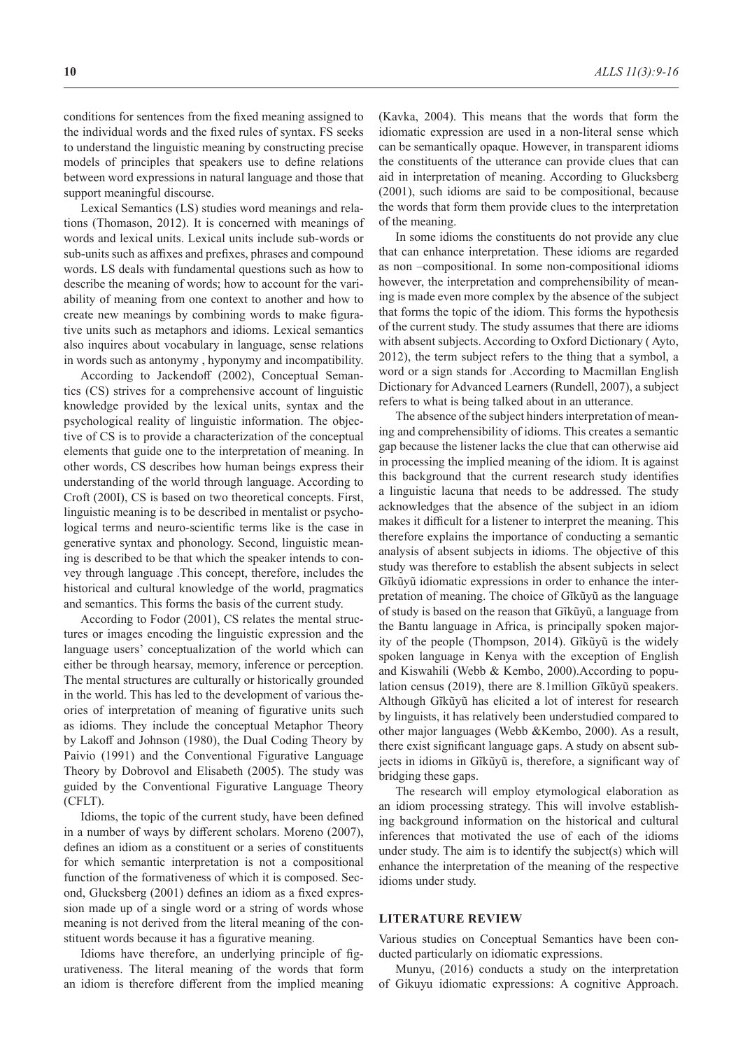conditions for sentences from the fixed meaning assigned to the individual words and the fixed rules of syntax. FS seeks to understand the linguistic meaning by constructing precise models of principles that speakers use to define relations between word expressions in natural language and those that support meaningful discourse.

Lexical Semantics (LS) studies word meanings and relations (Thomason, 2012). It is concerned with meanings of words and lexical units. Lexical units include sub-words or sub-units such as affixes and prefixes, phrases and compound words. LS deals with fundamental questions such as how to describe the meaning of words; how to account for the variability of meaning from one context to another and how to create new meanings by combining words to make figurative units such as metaphors and idioms. Lexical semantics also inquires about vocabulary in language, sense relations in words such as antonymy , hyponymy and incompatibility.

According to Jackendoff (2002), Conceptual Semantics (CS) strives for a comprehensive account of linguistic knowledge provided by the lexical units, syntax and the psychological reality of linguistic information. The objective of CS is to provide a characterization of the conceptual elements that guide one to the interpretation of meaning. In other words, CS describes how human beings express their understanding of the world through language. According to Croft (200I), CS is based on two theoretical concepts. First, linguistic meaning is to be described in mentalist or psychological terms and neuro-scientific terms like is the case in generative syntax and phonology. Second, linguistic meaning is described to be that which the speaker intends to convey through language .This concept, therefore, includes the historical and cultural knowledge of the world, pragmatics and semantics. This forms the basis of the current study.

According to Fodor (2001), CS relates the mental structures or images encoding the linguistic expression and the language users' conceptualization of the world which can either be through hearsay, memory, inference or perception. The mental structures are culturally or historically grounded in the world. This has led to the development of various theories of interpretation of meaning of figurative units such as idioms. They include the conceptual Metaphor Theory by Lakoff and Johnson (1980), the Dual Coding Theory by Paivio (1991) and the Conventional Figurative Language Theory by Dobrovol and Elisabeth (2005). The study was guided by the Conventional Figurative Language Theory (CFLT).

Idioms, the topic of the current study, have been defined in a number of ways by different scholars. Moreno (2007), defines an idiom as a constituent or a series of constituents for which semantic interpretation is not a compositional function of the formativeness of which it is composed. Second, Glucksberg (2001) defines an idiom as a fixed expression made up of a single word or a string of words whose meaning is not derived from the literal meaning of the constituent words because it has a figurative meaning.

Idioms have therefore, an underlying principle of figurativeness. The literal meaning of the words that form an idiom is therefore different from the implied meaning (Kavka, 2004). This means that the words that form the idiomatic expression are used in a non-literal sense which can be semantically opaque. However, in transparent idioms the constituents of the utterance can provide clues that can aid in interpretation of meaning. According to Glucksberg (2001), such idioms are said to be compositional, because the words that form them provide clues to the interpretation of the meaning.

In some idioms the constituents do not provide any clue that can enhance interpretation. These idioms are regarded as non –compositional. In some non-compositional idioms however, the interpretation and comprehensibility of meaning is made even more complex by the absence of the subject that forms the topic of the idiom. This forms the hypothesis of the current study. The study assumes that there are idioms with absent subjects. According to Oxford Dictionary ( Ayto, 2012), the term subject refers to the thing that a symbol, a word or a sign stands for .According to Macmillan English Dictionary for Advanced Learners (Rundell, 2007), a subject refers to what is being talked about in an utterance.

The absence of the subject hinders interpretation of meaning and comprehensibility of idioms. This creates a semantic gap because the listener lacks the clue that can otherwise aid in processing the implied meaning of the idiom. It is against this background that the current research study identifies a linguistic lacuna that needs to be addressed. The study acknowledges that the absence of the subject in an idiom makes it difficult for a listener to interpret the meaning. This therefore explains the importance of conducting a semantic analysis of absent subjects in idioms. The objective of this study was therefore to establish the absent subjects in select Gĩkũyũ idiomatic expressions in order to enhance the interpretation of meaning. The choice of Gĩkũyũ as the language of study is based on the reason that Gĩkũyũ, a language from the Bantu language in Africa, is principally spoken majority of the people (Thompson, 2014). Gĩkũyũ is the widely spoken language in Kenya with the exception of English and Kiswahili (Webb & Kembo, 2000).According to population census (2019), there are 8.1million Gĩkũyũ speakers. Although Gĩkũyũ has elicited a lot of interest for research by linguists, it has relatively been understudied compared to other major languages (Webb &Kembo, 2000). As a result, there exist significant language gaps. A study on absent subjects in idioms in Gĩkũyũ is, therefore, a significant way of bridging these gaps.

The research will employ etymological elaboration as an idiom processing strategy. This will involve establishing background information on the historical and cultural inferences that motivated the use of each of the idioms under study. The aim is to identify the subject(s) which will enhance the interpretation of the meaning of the respective idioms under study.

## LITERATURE REVIEW

Various studies on Conceptual Semantics have been conducted particularly on idiomatic expressions.

Munyu, (2016) conducts a study on the interpretation of Gikuyu idiomatic expressions: A cognitive Approach.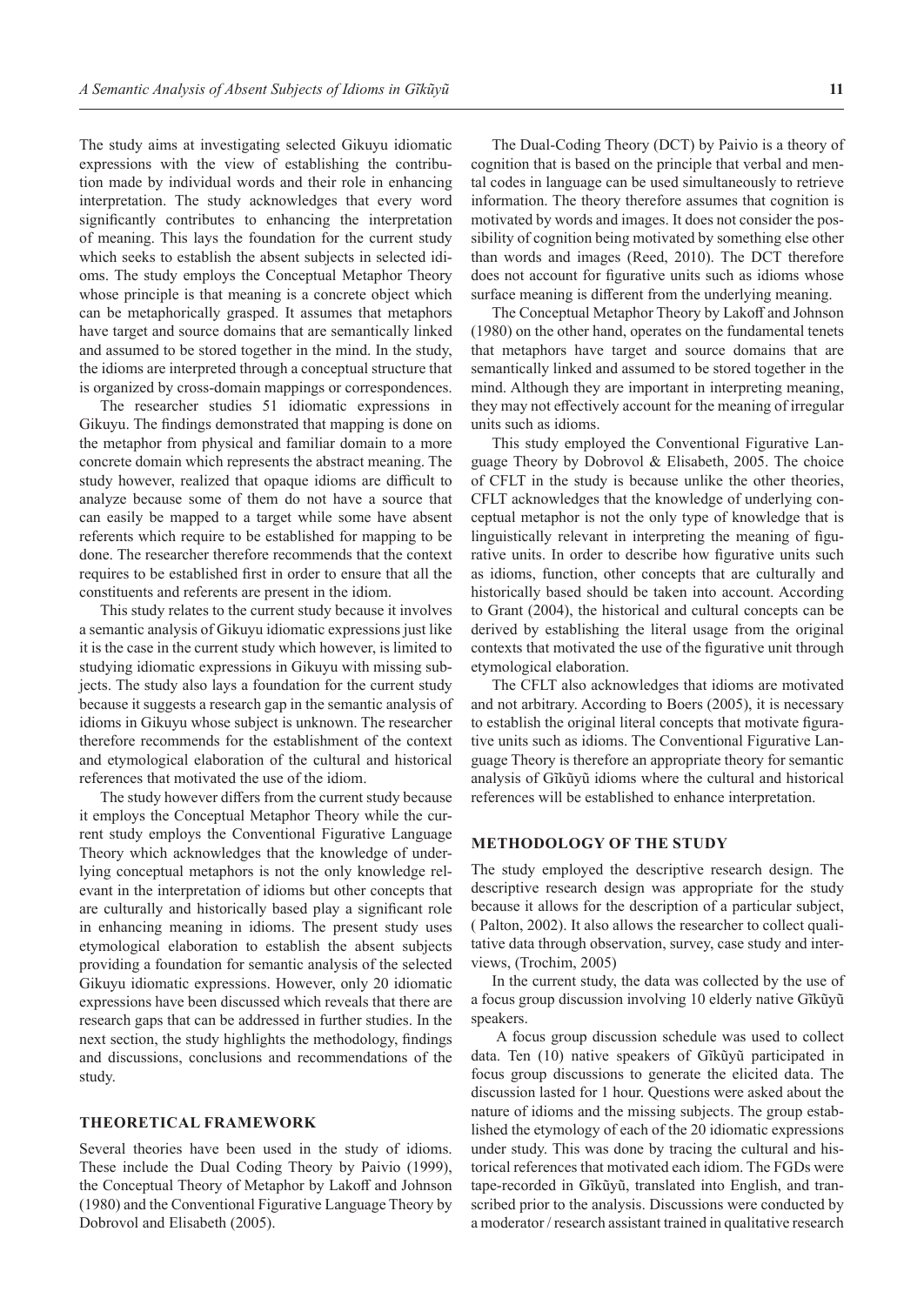The study aims at investigating selected Gikuyu idiomatic expressions with the view of establishing the contribution made by individual words and their role in enhancing interpretation. The study acknowledges that every word significantly contributes to enhancing the interpretation of meaning. This lays the foundation for the current study which seeks to establish the absent subjects in selected idioms. The study employs the Conceptual Metaphor Theory whose principle is that meaning is a concrete object which can be metaphorically grasped. It assumes that metaphors have target and source domains that are semantically linked and assumed to be stored together in the mind. In the study, the idioms are interpreted through a conceptual structure that is organized by cross-domain mappings or correspondences.

The researcher studies 51 idiomatic expressions in Gikuyu. The findings demonstrated that mapping is done on the metaphor from physical and familiar domain to a more concrete domain which represents the abstract meaning. The study however, realized that opaque idioms are difficult to analyze because some of them do not have a source that can easily be mapped to a target while some have absent referents which require to be established for mapping to be done. The researcher therefore recommends that the context requires to be established first in order to ensure that all the constituents and referents are present in the idiom.

This study relates to the current study because it involves a semantic analysis of Gikuyu idiomatic expressions just like it is the case in the current study which however, is limited to studying idiomatic expressions in Gikuyu with missing subjects. The study also lays a foundation for the current study because it suggests a research gap in the semantic analysis of idioms in Gikuyu whose subject is unknown. The researcher therefore recommends for the establishment of the context and etymological elaboration of the cultural and historical references that motivated the use of the idiom.

The study however differs from the current study because it employs the Conceptual Metaphor Theory while the current study employs the Conventional Figurative Language Theory which acknowledges that the knowledge of underlying conceptual metaphors is not the only knowledge relevant in the interpretation of idioms but other concepts that are culturally and historically based play a significant role in enhancing meaning in idioms. The present study uses etymological elaboration to establish the absent subjects providing a foundation for semantic analysis of the selected Gikuyu idiomatic expressions. However, only 20 idiomatic expressions have been discussed which reveals that there are research gaps that can be addressed in further studies. In the next section, the study highlights the methodology, findings and discussions, conclusions and recommendations of the study.

## THEORETICAL FRAMEWORK

Several theories have been used in the study of idioms. These include the Dual Coding Theory by Paivio (1999), the Conceptual Theory of Metaphor by Lakoff and Johnson (1980) and the Conventional Figurative Language Theory by Dobrovol and Elisabeth (2005).

The Dual-Coding Theory (DCT) by Paivio is a theory of cognition that is based on the principle that verbal and mental codes in language can be used simultaneously to retrieve information. The theory therefore assumes that cognition is motivated by words and images. It does not consider the possibility of cognition being motivated by something else other than words and images (Reed, 2010). The DCT therefore does not account for figurative units such as idioms whose surface meaning is different from the underlying meaning.

The Conceptual Metaphor Theory by Lakoff and Johnson (1980) on the other hand, operates on the fundamental tenets that metaphors have target and source domains that are semantically linked and assumed to be stored together in the mind. Although they are important in interpreting meaning, they may not effectively account for the meaning of irregular units such as idioms.

This study employed the Conventional Figurative Language Theory by Dobrovol & Elisabeth, 2005. The choice of CFLT in the study is because unlike the other theories, CFLT acknowledges that the knowledge of underlying conceptual metaphor is not the only type of knowledge that is linguistically relevant in interpreting the meaning of figurative units. In order to describe how figurative units such as idioms, function, other concepts that are culturally and historically based should be taken into account. According to Grant (2004), the historical and cultural concepts can be derived by establishing the literal usage from the original contexts that motivated the use of the figurative unit through etymological elaboration.

The CFLT also acknowledges that idioms are motivated and not arbitrary. According to Boers (2005), it is necessary to establish the original literal concepts that motivate figurative units such as idioms. The Conventional Figurative Language Theory is therefore an appropriate theory for semantic analysis of Gĩkũyũ idioms where the cultural and historical references will be established to enhance interpretation.

## METHODOLOGY OF THE STUDY

The study employed the descriptive research design. The descriptive research design was appropriate for the study because it allows for the description of a particular subject, ( Palton, 2002). It also allows the researcher to collect qualitative data through observation, survey, case study and interviews, (Trochim, 2005)

In the current study, the data was collected by the use of a focus group discussion involving 10 elderly native Gĩkũyũ speakers.

A focus group discussion schedule was used to collect data. Ten (10) native speakers of Gĩkũyũ participated in focus group discussions to generate the elicited data. The discussion lasted for 1 hour. Questions were asked about the nature of idioms and the missing subjects. The group established the etymology of each of the 20 idiomatic expressions under study. This was done by tracing the cultural and historical references that motivated each idiom. The FGDs were tape-recorded in Gĩkũyũ, translated into English, and transcribed prior to the analysis. Discussions were conducted by a moderator / research assistant trained in qualitative research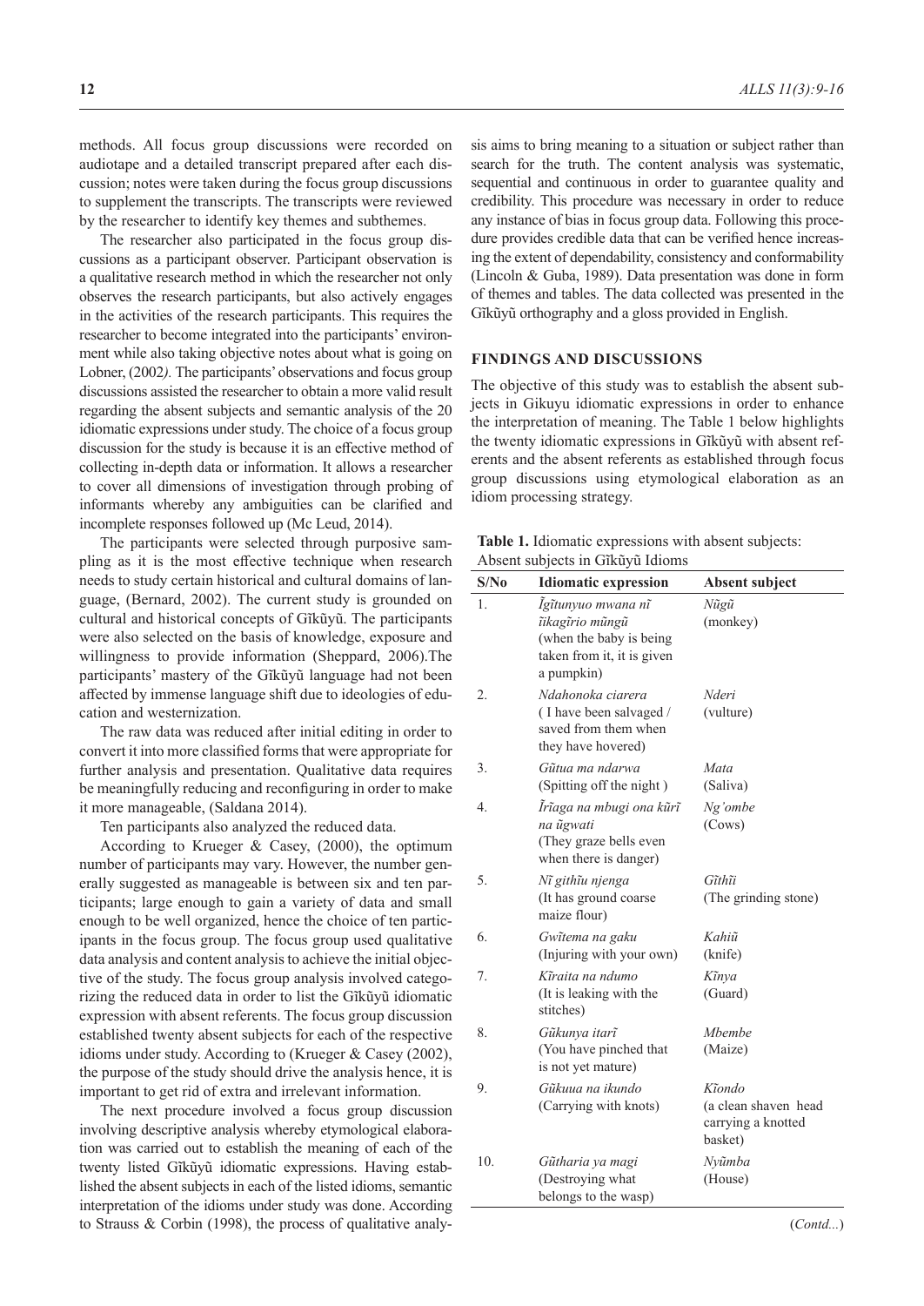methods. All focus group discussions were recorded on audiotape and a detailed transcript prepared after each discussion; notes were taken during the focus group discussions to supplement the transcripts. The transcripts were reviewed by the researcher to identify key themes and subthemes.

The researcher also participated in the focus group discussions as a participant observer. Participant observation is a qualitative research method in which the researcher not only observes the research participants, but also actively engages in the activities of the research participants. This requires the researcher to become integrated into the participants' environment while also taking objective notes about what is going on Lobner, (2002*).* The participants' observations and focus group discussions assisted the researcher to obtain a more valid result regarding the absent subjects and semantic analysis of the 20 idiomatic expressions under study. The choice of a focus group discussion for the study is because it is an effective method of collecting in-depth data or information. It allows a researcher to cover all dimensions of investigation through probing of informants whereby any ambiguities can be clarified and incomplete responses followed up (Mc Leud, 2014).

The participants were selected through purposive sampling as it is the most effective technique when research needs to study certain historical and cultural domains of language, (Bernard, 2002). The current study is grounded on cultural and historical concepts of Gĩkũyũ. The participants were also selected on the basis of knowledge, exposure and willingness to provide information (Sheppard, 2006).The participants' mastery of the Gĩkũyũ language had not been affected by immense language shift due to ideologies of education and westernization.

The raw data was reduced after initial editing in order to convert it into more classified forms that were appropriate for further analysis and presentation. Qualitative data requires be meaningfully reducing and reconfiguring in order to make it more manageable, (Saldana 2014).

Ten participants also analyzed the reduced data.

According to Krueger & Casey, (2000), the optimum number of participants may vary. However, the number generally suggested as manageable is between six and ten participants; large enough to gain a variety of data and small enough to be well organized, hence the choice of ten participants in the focus group. The focus group used qualitative data analysis and content analysis to achieve the initial objective of the study. The focus group analysis involved categorizing the reduced data in order to list the Gĩkũyũ idiomatic expression with absent referents. The focus group discussion established twenty absent subjects for each of the respective idioms under study. According to (Krueger & Casey (2002), the purpose of the study should drive the analysis hence, it is important to get rid of extra and irrelevant information.

The next procedure involved a focus group discussion involving descriptive analysis whereby etymological elaboration was carried out to establish the meaning of each of the twenty listed Gĩkũyũ idiomatic expressions. Having established the absent subjects in each of the listed idioms, semantic interpretation of the idioms under study was done. According to Strauss & Corbin (1998), the process of qualitative analysis aims to bring meaning to a situation or subject rather than search for the truth. The content analysis was systematic, sequential and continuous in order to guarantee quality and credibility. This procedure was necessary in order to reduce any instance of bias in focus group data. Following this procedure provides credible data that can be verified hence increasing the extent of dependability, consistency and conformability (Lincoln & Guba, 1989). Data presentation was done in form of themes and tables. The data collected was presented in the Gĩkũyũ orthography and a gloss provided in English.

## FINDINGS AND DISCUSSIONS

The objective of this study was to establish the absent subjects in Gikuyu idiomatic expressions in order to enhance the interpretation of meaning. The Table 1 below highlights the twenty idiomatic expressions in Gĩkũyũ with absent referents and the absent referents as established through focus group discussions using etymological elaboration as an idiom processing strategy.

**Table 1.** Idiomatic expressions with absent subjects: Absent subjects in Gĩkũyũ Idioms

| S/No | Idiomatic expression | Absent subject |
|---|---|---|
| 1. | *Ĩgĩtunyuo mwana nĩ ĩikagĩrio mũngũ* (when the baby is being taken from it, it is given a pumpkin) | *Nũgũ* (monkey) |
| 2. | *Ndahonoka ciarera* ( I have been salvaged / saved from them when they have hovered) | *Nderi* (vulture) |
| 3. | *Gũtua ma ndarwa* (Spitting off the night ) | *Mata* (Saliva) |
| 4. | *Ĩrĩaga na mbugi ona kũrĩ na ũgwati* (They graze bells even when there is danger) | *Ng'ombe* (Cows) |
| 5. | *Nĩ githĩu njenga* (It has ground coarse maize flour) | *Gĩthĩi* (The grinding stone) |
| 6. | *Gwĩtema na gaku* (Injuring with your own) | *Kahiũ* (knife) |
| 7. | *Kĩraita na ndumo* (It is leaking with the stitches) | *Kĩnya* (Guard) |
| 8. | *Gũkunya itarĩ* (You have pinched that is not yet mature) | *Mbembe* (Maize) |
| 9. | *Gũkuua na ikundo* (Carrying with knots) | *Kĩondo* (a clean shaven head carrying a knotted basket) |
| 10. | *Gũtharia ya magi* (Destroying what belongs to the wasp) | *Nyũmba* (House) |

(*Contd...*)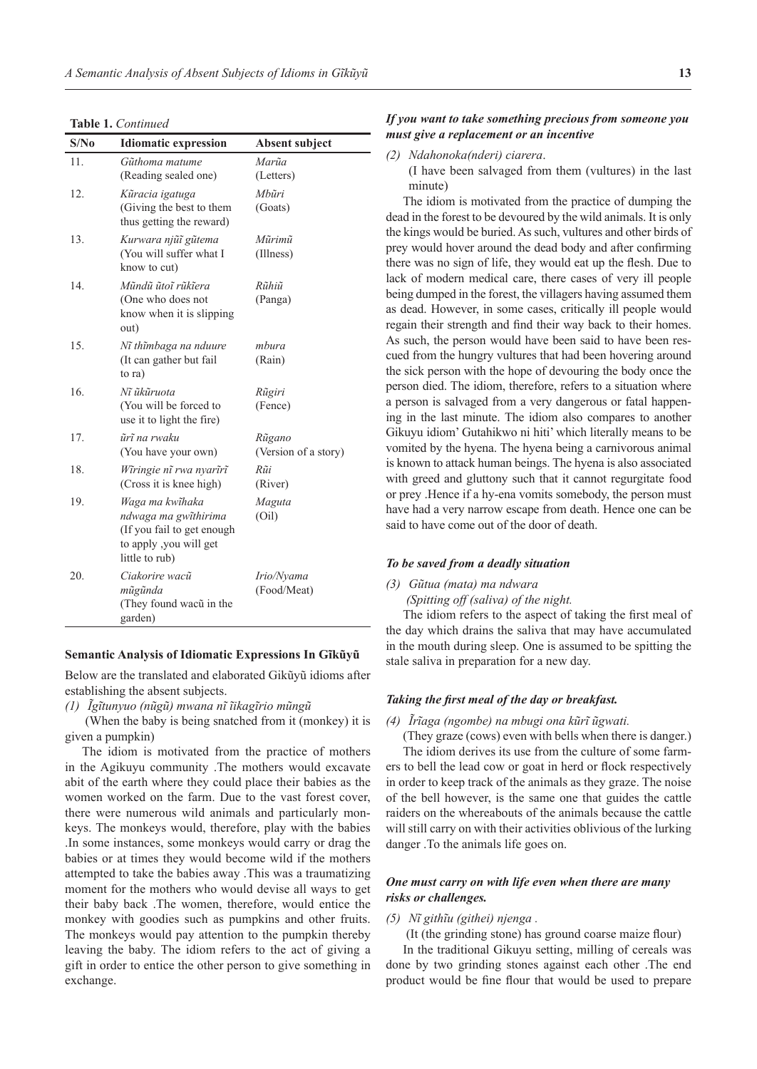**Table 1.** *Continued*

| S/No | Idiomatic expression | Absent subject |
|---|---|---|
| 11. | *Gũthoma matume* (Reading sealed one) | *Marũa* (Letters) |
| 12. | *Kũracia igatuga* (Giving the best to them thus getting the reward) | *Mbũri* (Goats) |
| 13. | *Kurwara njũĩ gũtema* (You will suffer what I know to cut) | *Mũrimũ* (Illness) |
| 14. | *Mũndũ ũtoĩ rũkĩera* (One who does not know when it is slipping out) | *Rũhiũ* (Panga) |
| 15. | *Nĩ thĩmbaga na nduure* (It can gather but fail to ra) | *mbura* (Rain) |
| 16. | *Nĩ ũkũruota* (You will be forced to use it to light the fire) | *Rũgiri* (Fence) |
| 17. | *ũrĩ na rwaku* (You have your own) | *Rũgano* (Version of a story) |
| 18. | *Wĩringie nĩ rwa nyarĩrĩ* (Cross it is knee high) | *Rũi* (River) |
| 19. | *Waga ma kwĩhaka ndwaga ma gwĩthirima* (If you fail to get enough to apply ,you will get little to rub) | *Maguta* (Oil) |
| 20. | *Ciakorire wacũ mũgũnda* (They found wacũ in the garden) | *Irio/Nyama* (Food/Meat) |

### Semantic Analysis of Idiomatic Expressions In Gĩkũyũ

Below are the translated and elaborated Gikũyũ idioms after establishing the absent subjects.

*(1) Ĩgĩtunyuo (nũgũ) mwana nĩ ĩikagĩrio mũngũ*

(When the baby is being snatched from it (monkey) it is given a pumpkin)

The idiom is motivated from the practice of mothers in the Agikuyu community .The mothers would excavate abit of the earth where they could place their babies as the women worked on the farm. Due to the vast forest cover, there were numerous wild animals and particularly monkeys. The monkeys would, therefore, play with the babies .In some instances, some monkeys would carry or drag the babies or at times they would become wild if the mothers attempted to take the babies away .This was a traumatizing moment for the mothers who would devise all ways to get their baby back .The women, therefore, would entice the monkey with goodies such as pumpkins and other fruits. The monkeys would pay attention to the pumpkin thereby leaving the baby. The idiom refers to the act of giving a gift in order to entice the other person to give something in exchange.

***If you want to take something precious from someone you must give a replacement or an incentive***

*(2) Ndahonoka(nderi) ciarera*.

(I have been salvaged from them (vultures) in the last minute)

The idiom is motivated from the practice of dumping the dead in the forest to be devoured by the wild animals. It is only the kings would be buried. As such, vultures and other birds of prey would hover around the dead body and after confirming there was no sign of life, they would eat up the flesh. Due to lack of modern medical care, there cases of very ill people being dumped in the forest, the villagers having assumed them as dead. However, in some cases, critically ill people would regain their strength and find their way back to their homes. As such, the person would have been said to have been rescued from the hungry vultures that had been hovering around the sick person with the hope of devouring the body once the person died. The idiom, therefore, refers to a situation where a person is salvaged from a very dangerous or fatal happening in the last minute. The idiom also compares to another Gikuyu idiom' Gutahikwo ni hiti' which literally means to be vomited by the hyena. The hyena being a carnivorous animal is known to attack human beings. The hyena is also associated with greed and gluttony such that it cannot regurgitate food or prey .Hence if a hy-ena vomits somebody, the person must have had a very narrow escape from death. Hence one can be said to have come out of the door of death.

***To be saved from a deadly situation***

*(3) Gũtua (mata) ma ndwara*

*(Spitting off (saliva) of the night.*

The idiom refers to the aspect of taking the first meal of the day which drains the saliva that may have accumulated in the mouth during sleep. One is assumed to be spitting the stale saliva in preparation for a new day.

***Taking the first meal of the day or breakfast.***

*(4) Ĩrĩaga (ngombe) na mbugi ona kũrĩ ũgwati.*

(They graze (cows) even with bells when there is danger.)

The idiom derives its use from the culture of some farmers to bell the lead cow or goat in herd or flock respectively in order to keep track of the animals as they graze. The noise of the bell however, is the same one that guides the cattle raiders on the whereabouts of the animals because the cattle will still carry on with their activities oblivious of the lurking danger .To the animals life goes on.

***One must carry on with life even when there are many risks or challenges.***

*(5) Nĩ githĩu (githei) njenga .*

(It (the grinding stone) has ground coarse maize flour)

In the traditional Gikuyu setting, milling of cereals was done by two grinding stones against each other .The end product would be fine flour that would be used to prepare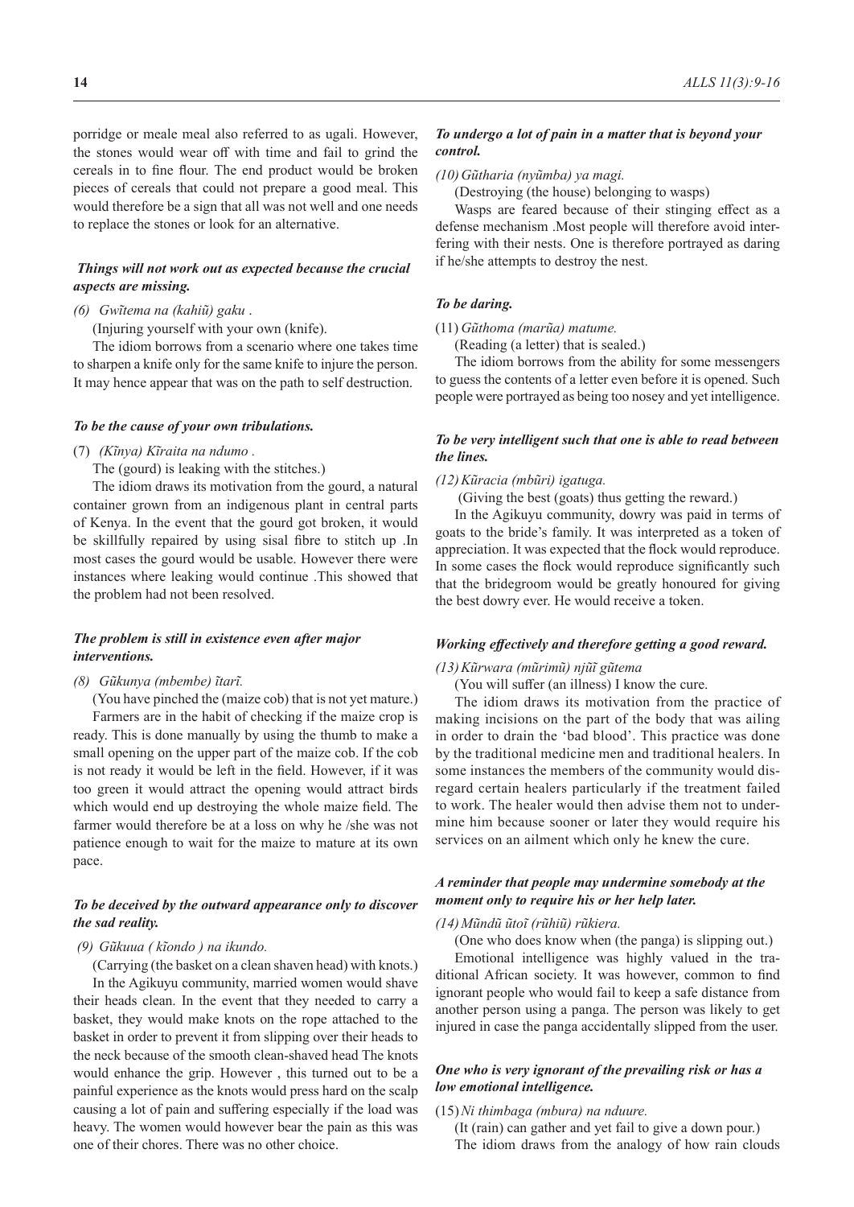porridge or meale meal also referred to as ugali. However, the stones would wear off with time and fail to grind the cereals in to fine flour. The end product would be broken pieces of cereals that could not prepare a good meal. This would therefore be a sign that all was not well and one needs to replace the stones or look for an alternative.

***Things will not work out as expected because the crucial aspects are missing.***

*(6) Gwĩtema na (kahiũ) gaku .*

(Injuring yourself with your own (knife).

The idiom borrows from a scenario where one takes time to sharpen a knife only for the same knife to injure the person. It may hence appear that was on the path to self destruction.

***To be the cause of your own tribulations.***

(7) *(Kĩnya) Kĩraita na ndumo .*

The (gourd) is leaking with the stitches.)

The idiom draws its motivation from the gourd, a natural container grown from an indigenous plant in central parts of Kenya. In the event that the gourd got broken, it would be skillfully repaired by using sisal fibre to stitch up .In most cases the gourd would be usable. However there were instances where leaking would continue .This showed that the problem had not been resolved.

***The problem is still in existence even after major interventions.***

*(8) Gũkunya (mbembe) ĩtarĩ.*

(You have pinched the (maize cob) that is not yet mature.)

Farmers are in the habit of checking if the maize crop is ready. This is done manually by using the thumb to make a small opening on the upper part of the maize cob. If the cob is not ready it would be left in the field. However, if it was too green it would attract the opening would attract birds which would end up destroying the whole maize field. The farmer would therefore be at a loss on why he /she was not patience enough to wait for the maize to mature at its own pace.

***To be deceived by the outward appearance only to discover the sad reality.***

*(9) Gũkuua ( kĩondo ) na ikundo.*

(Carrying (the basket on a clean shaven head) with knots.)

In the Agikuyu community, married women would shave their heads clean. In the event that they needed to carry a basket, they would make knots on the rope attached to the basket in order to prevent it from slipping over their heads to the neck because of the smooth clean-shaved head The knots would enhance the grip. However , this turned out to be a painful experience as the knots would press hard on the scalp causing a lot of pain and suffering especially if the load was heavy. The women would however bear the pain as this was one of their chores. There was no other choice.

***To undergo a lot of pain in a matter that is beyond your control.***

*(10) Gũtharia (nyũmba) ya magi.*

(Destroying (the house) belonging to wasps)

Wasps are feared because of their stinging effect as a defense mechanism .Most people will therefore avoid interfering with their nests. One is therefore portrayed as daring if he/she attempts to destroy the nest.

***To be daring.***

(11) *Gũthoma (marũa) matume.*

(Reading (a letter) that is sealed.)

The idiom borrows from the ability for some messengers to guess the contents of a letter even before it is opened. Such people were portrayed as being too nosey and yet intelligence.

***To be very intelligent such that one is able to read between the lines.***

*(12) Kũracia (mbũri) igatuga.*

(Giving the best (goats) thus getting the reward.)

In the Agikuyu community, dowry was paid in terms of goats to the bride's family. It was interpreted as a token of appreciation. It was expected that the flock would reproduce. In some cases the flock would reproduce significantly such that the bridegroom would be greatly honoured for giving the best dowry ever. He would receive a token.

***Working effectively and therefore getting a good reward.***

*(13) Kũrwara (mũrimũ) njũĩ gũtema*

(You will suffer (an illness) I know the cure.

The idiom draws its motivation from the practice of making incisions on the part of the body that was ailing in order to drain the 'bad blood'. This practice was done by the traditional medicine men and traditional healers. In some instances the members of the community would disregard certain healers particularly if the treatment failed to work. The healer would then advise them not to undermine him because sooner or later they would require his services on an ailment which only he knew the cure.

***A reminder that people may undermine somebody at the moment only to require his or her help later.***

*(14) Mũndũ ũtoĩ (rũhiũ) rũkiera.*

(One who does know when (the panga) is slipping out.)

Emotional intelligence was highly valued in the traditional African society. It was however, common to find ignorant people who would fail to keep a safe distance from another person using a panga. The person was likely to get injured in case the panga accidentally slipped from the user.

***One who is very ignorant of the prevailing risk or has a low emotional intelligence.***

(15) *Nĩ thimbaga (mbura) na nduure.*

(It (rain) can gather and yet fail to give a down pour.)

The idiom draws from the analogy of how rain clouds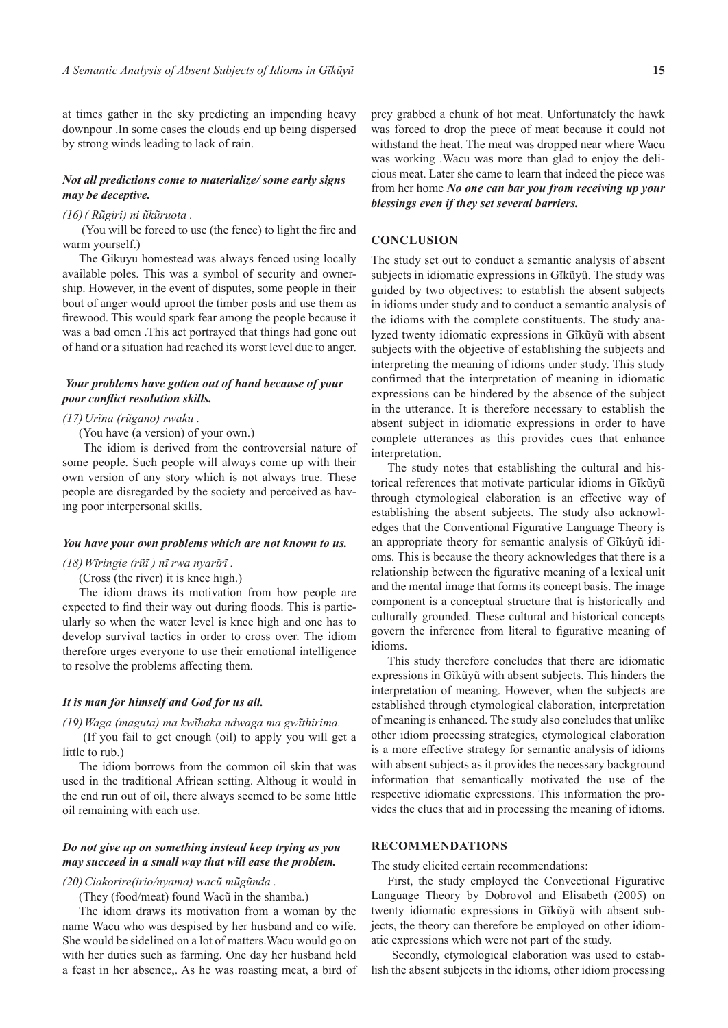at times gather in the sky predicting an impending heavy downpour .In some cases the clouds end up being dispersed by strong winds leading to lack of rain.

***Not all predictions come to materialize/ some early signs may be deceptive.***

*(16) ( Rũgiri) ni ũkũruota .*

(You will be forced to use (the fence) to light the fire and warm yourself.)

The Gikuyu homestead was always fenced using locally available poles. This was a symbol of security and ownership. However, in the event of disputes, some people in their bout of anger would uproot the timber posts and use them as firewood. This would spark fear among the people because it was a bad omen .This act portrayed that things had gone out of hand or a situation had reached its worst level due to anger.

***Your problems have gotten out of hand because of your poor conflict resolution skills.***

*(17) Urĩna (rũgano) rwaku .*

(You have (a version) of your own.)

The idiom is derived from the controversial nature of some people. Such people will always come up with their own version of any story which is not always true. These people are disregarded by the society and perceived as having poor interpersonal skills.

***You have your own problems which are not known to us.***

*(18) Wĩringie (rũĩ ) nĩ rwa nyarĩrĩ .*

(Cross (the river) it is knee high.)

The idiom draws its motivation from how people are expected to find their way out during floods. This is particularly so when the water level is knee high and one has to develop survival tactics in order to cross over. The idiom therefore urges everyone to use their emotional intelligence to resolve the problems affecting them.

***It is man for himself and God for us all.***

*(19) Waga (maguta) ma kwĩhaka ndwaga ma gwĩthirima.*

(If you fail to get enough (oil) to apply you will get a little to rub.)

The idiom borrows from the common oil skin that was used in the traditional African setting. Althoug it would in the end run out of oil, there always seemed to be some little oil remaining with each use.

***Do not give up on something instead keep trying as you may succeed in a small way that will ease the problem.***

*(20) Ciakorire(irio/nyama) wacũ mũgũnda .*

(They (food/meat) found Wacũ in the shamba.)

The idiom draws its motivation from a woman by the name Wacu who was despised by her husband and co wife. She would be sidelined on a lot of matters.Wacu would go on with her duties such as farming. One day her husband held a feast in her absence,. As he was roasting meat, a bird of prey grabbed a chunk of hot meat. Unfortunately the hawk was forced to drop the piece of meat because it could not withstand the heat. The meat was dropped near where Wacu was working .Wacu was more than glad to enjoy the delicious meat. Later she came to learn that indeed the piece was from her home ***No one can bar you from receiving up your blessings even if they set several barriers.***

## CONCLUSION

The study set out to conduct a semantic analysis of absent subjects in idiomatic expressions in Gĩkũyû. The study was guided by two objectives: to establish the absent subjects in idioms under study and to conduct a semantic analysis of the idioms with the complete constituents. The study analyzed twenty idiomatic expressions in Gĩkũyũ with absent subjects with the objective of establishing the subjects and interpreting the meaning of idioms under study. This study confirmed that the interpretation of meaning in idiomatic expressions can be hindered by the absence of the subject in the utterance. It is therefore necessary to establish the absent subject in idiomatic expressions in order to have complete utterances as this provides cues that enhance interpretation.

The study notes that establishing the cultural and historical references that motivate particular idioms in Gĩkũyũ through etymological elaboration is an effective way of establishing the absent subjects. The study also acknowledges that the Conventional Figurative Language Theory is an appropriate theory for semantic analysis of Gĩkûyũ idioms. This is because the theory acknowledges that there is a relationship between the figurative meaning of a lexical unit and the mental image that forms its concept basis. The image component is a conceptual structure that is historically and culturally grounded. These cultural and historical concepts govern the inference from literal to figurative meaning of idioms.

This study therefore concludes that there are idiomatic expressions in Gĩkũyũ with absent subjects. This hinders the interpretation of meaning. However, when the subjects are established through etymological elaboration, interpretation of meaning is enhanced. The study also concludes that unlike other idiom processing strategies, etymological elaboration is a more effective strategy for semantic analysis of idioms with absent subjects as it provides the necessary background information that semantically motivated the use of the respective idiomatic expressions. This information the provides the clues that aid in processing the meaning of idioms.

## RECOMMENDATIONS

The study elicited certain recommendations:

First, the study employed the Convectional Figurative Language Theory by Dobrovol and Elisabeth (2005) on twenty idiomatic expressions in Gĩkũyũ with absent subjects, the theory can therefore be employed on other idiomatic expressions which were not part of the study.

Secondly, etymological elaboration was used to establish the absent subjects in the idioms, other idiom processing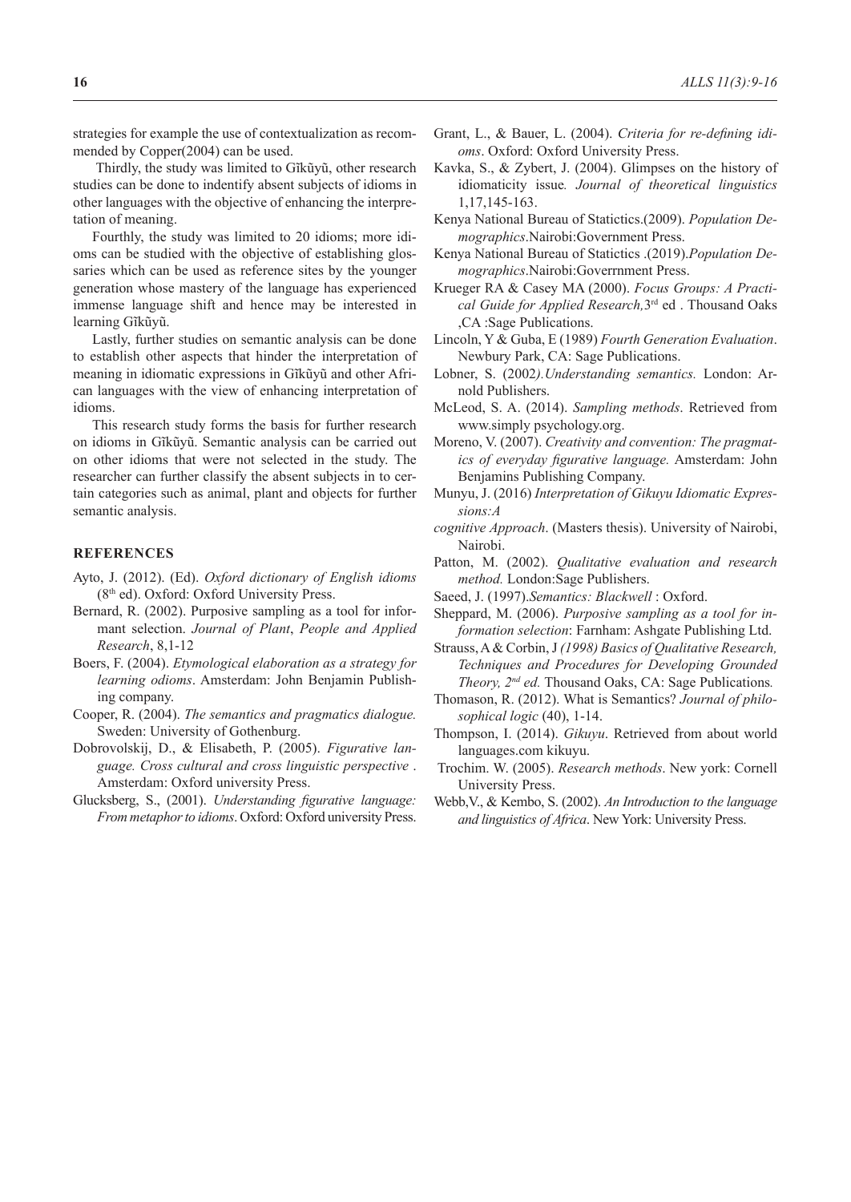strategies for example the use of contextualization as recommended by Copper(2004) can be used.

Thirdly, the study was limited to Gĩkũyũ, other research studies can be done to indentify absent subjects of idioms in other languages with the objective of enhancing the interpretation of meaning.

Fourthly, the study was limited to 20 idioms; more idioms can be studied with the objective of establishing glossaries which can be used as reference sites by the younger generation whose mastery of the language has experienced immense language shift and hence may be interested in learning Gĩkũyũ.

Lastly, further studies on semantic analysis can be done to establish other aspects that hinder the interpretation of meaning in idiomatic expressions in Gĩkũyũ and other African languages with the view of enhancing interpretation of idioms.

This research study forms the basis for further research on idioms in Gĩkũyũ. Semantic analysis can be carried out on other idioms that were not selected in the study. The researcher can further classify the absent subjects in to certain categories such as animal, plant and objects for further semantic analysis.

## REFERENCES

Ayto, J. (2012). (Ed). *Oxford dictionary of English idioms* (8th ed). Oxford: Oxford University Press.

Bernard, R. (2002). Purposive sampling as a tool for informant selection. *Journal of Plant*, *People and Applied Research*, 8,1-12

Boers, F. (2004). *Etymological elaboration as a strategy for learning odioms*. Amsterdam: John Benjamin Publishing company.

Cooper, R. (2004). *The semantics and pragmatics dialogue.* Sweden: University of Gothenburg.

Dobrovolskij, D., & Elisabeth, P. (2005). *Figurative language. Cross cultural and cross linguistic perspective* . Amsterdam: Oxford university Press.

Glucksberg, S., (2001). *Understanding figurative language: From metaphor to idioms*. Oxford: Oxford university Press.

Grant, L., & Bauer, L. (2004). *Criteria for re-defining idioms*. Oxford: Oxford University Press.

Kavka, S., & Zybert, J. (2004). Glimpses on the history of idiomaticity issue*. Journal of theoretical linguistics* 1,17,145-163.

Kenya National Bureau of Statictics.(2009). *Population Demographics*.Nairobi:Government Press.

Kenya National Bureau of Statictics .(2019).*Population Demographics*.Nairobi:Goverrnment Press.

Krueger RA & Casey MA (2000). *Focus Groups: A Practical Guide for Applied Research,*3rd ed . Thousand Oaks ,CA :Sage Publications.

Lincoln, Y & Guba, E (1989) *Fourth Generation Evaluation*. Newbury Park, CA: Sage Publications.

Lobner, S. (2002*).Understanding semantics.* London: Arnold Publishers.

McLeod, S. A. (2014). *Sampling methods*. Retrieved from www.simply psychology.org.

Moreno, V. (2007). *Creativity and convention: The pragmatics of everyday figurative language.* Amsterdam: John Benjamins Publishing Company.

Munyu, J. (2016) *Interpretation of Gikuyu Idiomatic Expressions:A cognitive Approach*. (Masters thesis). University of Nairobi, Nairobi.

Patton, M. (2002). *Qualitative evaluation and research method.* London:Sage Publishers.

Saeed, J. (1997).*Semantics: Blackwell* : Oxford.

Sheppard, M. (2006). *Purposive sampling as a tool for information selection*: Farnham: Ashgate Publishing Ltd.

Strauss, A & Corbin, J *(1998) Basics of Qualitative Research, Techniques and Procedures for Developing Grounded Theory, 2nd ed.* Thousand Oaks, CA: Sage Publications*.*

Thomason, R. (2012). What is Semantics? *Journal of philosophical logic* (40), 1-14.

Thompson, I. (2014). *Gikuyu*. Retrieved from about world languages.com kikuyu.

Trochim. W. (2005). *Research methods*. New york: Cornell University Press.

Webb,V., & Kembo, S. (2002). *An Introduction to the language and linguistics of Africa*. New York: University Press.